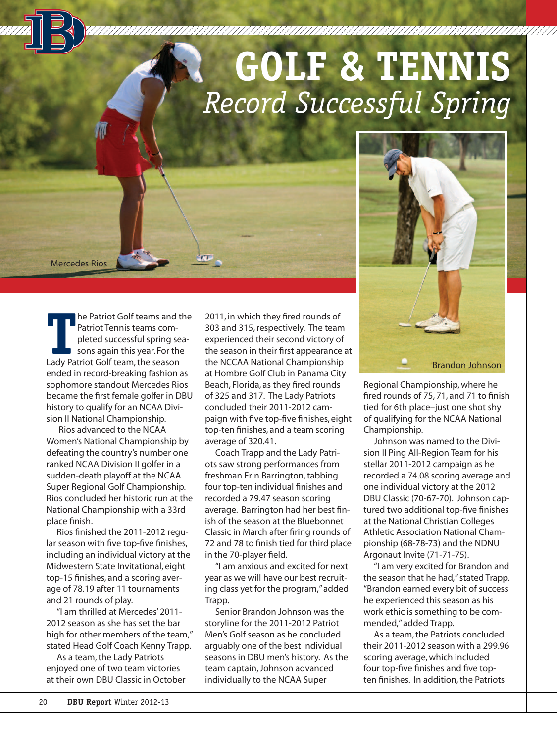# GOLF & TENNIS

*Record Successful Spring*

Mercedes Rios

Brandon Johnson

The Patriot Golf teams and the Patriot Tennis teams completed successful spring seasons again this year. For the Lady Patriot Golf team, the season ended in record-breaking fashion as sophomore standout Mercedes Rios became the first female golfer in DBU history to qualify for an NCAA Division II National Championship.

Rios advanced to the NCAA Women's National Championship by defeating the country's number one ranked NCAA Division II golfer in a sudden-death playoff at the NCAA Super Regional Golf Championship. Rios concluded her historic run at the National Championship with a 33rd place finish.

Rios finished the 2011-2012 regular season with five top-five finishes, including an individual victory at the Midwestern State Invitational, eight top-15 finishes, and a scoring average of 78.19 after 11 tournaments and 21 rounds of play.

"I am thrilled at Mercedes' 2011-2012 season as she has set the bar high for other members of the team," stated Head Golf Coach Kenny Trapp.

As a team, the Lady Patriots enjoyed one of two team victories at their own DBU Classic in October 2011, in which they fired rounds of 303 and 315, respectively. The team experienced their second victory of the season in their first appearance at the NCCAA National Championship at Hombre Golf Club in Panama City Beach, Florida, as they fired rounds of 325 and 317. The Lady Patriots concluded their 2011-2012 campaign with five top-five finishes, eight top-ten finishes, and a team scoring average of 320.41.

Coach Trapp and the Lady Patriots saw strong performances from freshman Erin Barrington, tabbing four top-ten individual finishes and recorded a 79.47 season scoring average. Barrington had her best finish of the season at the Bluebonnet Classic in March after firing rounds of 72 and 78 to finish tied for third place in the 70-player field.

"I am anxious and excited for next year as we will have our best recruiting class yet for the program," added Trapp.

Senior Brandon Johnson was the storyline for the 2011-2012 Patriot Men's Golf season as he concluded arguably one of the best individual seasons in DBU men's history. As the team captain, Johnson advanced individually to the NCAA Super Regional Championship, where he fired rounds of 75, 71, and 71 to finish tied for 6th place–just one shot shy of qualifying for the NCAA National Championship.

Johnson was named to the Division II Ping All-Region Team for his stellar 2011-2012 campaign as he recorded a 74.08 scoring average and one individual victory at the 2012 DBU Classic (70-67-70). Johnson captured two additional top-five finishes at the National Christian Colleges Athletic Association National Championship (68-78-73) and the NDNU Argonaut Invite (71-71-75).

"I am very excited for Brandon and the season that he had," stated Trapp. "Brandon earned every bit of success he experienced this season as his work ethic is something to be commended," added Trapp.

As a team, the Patriots concluded their 2011-2012 season with a 299.96 scoring average, which included four top-five finishes and five top-ten finishes. In addition, the Patriots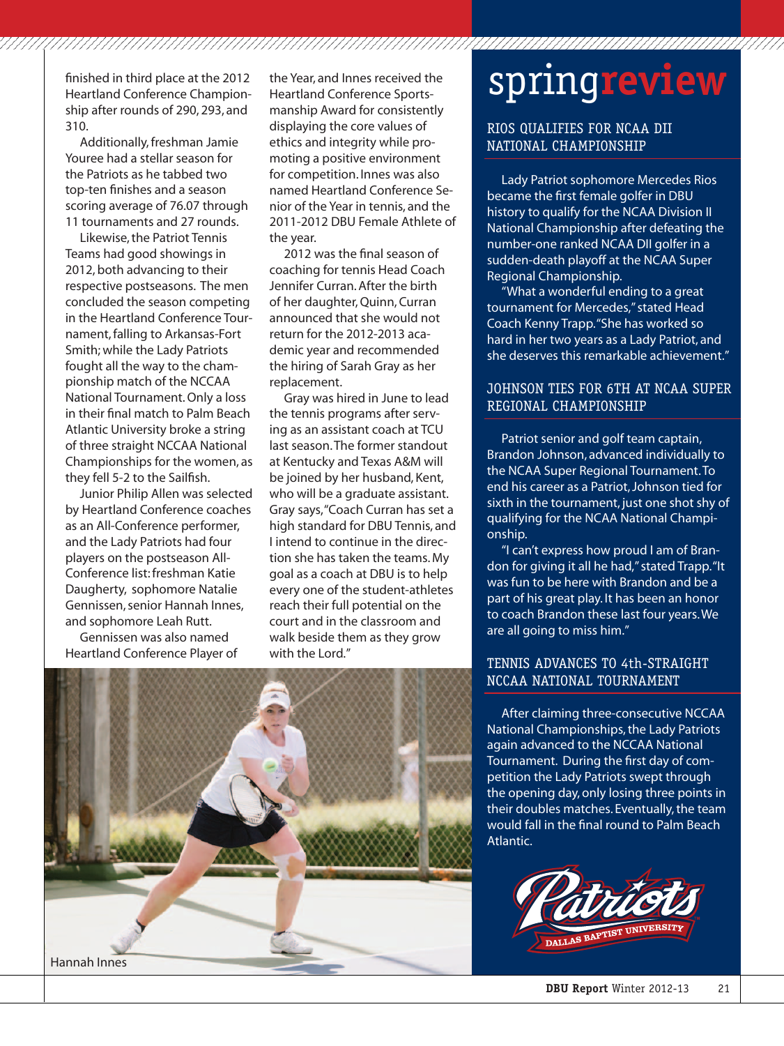finished in third place at the 2012 Heartland Conference Championship after rounds of 290, 293, and 310.

Additionally, freshman Jamie Youree had a stellar season for the Patriots as he tabbed two top-ten finishes and a season scoring average of 76.07 through 11 tournaments and 27 rounds.

Likewise, the Patriot Tennis Teams had good showings in 2012, both advancing to their respective postseasons. The men concluded the season competing in the Heartland Conference Tournament, falling to Arkansas-Fort Smith; while the Lady Patriots fought all the way to the championship match of the NCCAA National Tournament. Only a loss in their final match to Palm Beach Atlantic University broke a string of three straight NCCAA National Championships for the women, as they fell 5-2 to the Sailfish.

Junior Philip Allen was selected by Heartland Conference coaches as an All-Conference performer, and the Lady Patriots had four players on the postseason All-Conference list: freshman Katie Daugherty, sophomore Natalie Gennissen, senior Hannah Innes, and sophomore Leah Rutt.

Gennissen was also named Heartland Conference Player of the Year, and Innes received the Heartland Conference Sportsmanship Award for consistently displaying the core values of ethics and integrity while promoting a positive environment for competition. Innes was also named Heartland Conference Senior of the Year in tennis, and the 2011-2012 DBU Female Athlete of the year.

2012 was the final season of coaching for tennis Head Coach Jennifer Curran. After the birth of her daughter, Quinn, Curran announced that she would not return for the 2012-2013 academic year and recommended the hiring of Sarah Gray as her replacement.

Gray was hired in June to lead the tennis programs after serving as an assistant coach at TCU last season. The former standout at Kentucky and Texas A&M will be joined by her husband, Kent, who will be a graduate assistant. Gray says, "Coach Curran has set a high standard for DBU Tennis, and I intend to continue in the direction she has taken the teams. My goal as a coach at DBU is to help every one of the student-athletes reach their full potential on the court and in the classroom and walk beside them as they grow with the Lord."

Hannah Innes

# springreview

## RIOS QUALIFIES FOR NCAA DII NATIONAL CHAMPIONSHIP

Lady Patriot sophomore Mercedes Rios became the first female golfer in DBU history to qualify for the NCAA Division II National Championship after defeating the number-one ranked NCAA DII golfer in a sudden-death playoff at the NCAA Super Regional Championship.

"What a wonderful ending to a great tournament for Mercedes," stated Head Coach Kenny Trapp. "She has worked so hard in her two years as a Lady Patriot, and she deserves this remarkable achievement."

## JOHNSON TIES FOR 6TH AT NCAA SUPER REGIONAL CHAMPIONSHIP

Patriot senior and golf team captain, Brandon Johnson, advanced individually to the NCAA Super Regional Tournament. To end his career as a Patriot, Johnson tied for sixth in the tournament, just one shot shy of qualifying for the NCAA National Championship.

"I can't express how proud I am of Brandon for giving it all he had," stated Trapp. "It was fun to be here with Brandon and be a part of his great play. It has been an honor to coach Brandon these last four years. We are all going to miss him."

## TENNIS ADVANCES TO 4th-STRAIGHT NCCAA NATIONAL TOURNAMENT

After claiming three-consecutive NCCAA National Championships, the Lady Patriots again advanced to the NCCAA National Tournament. During the first day of competition the Lady Patriots swept through the opening day, only losing three points in their doubles matches. Eventually, the team would fall in the final round to Palm Beach Atlantic.

Patriots
DALLAS BAPTIST UNIVERSITY